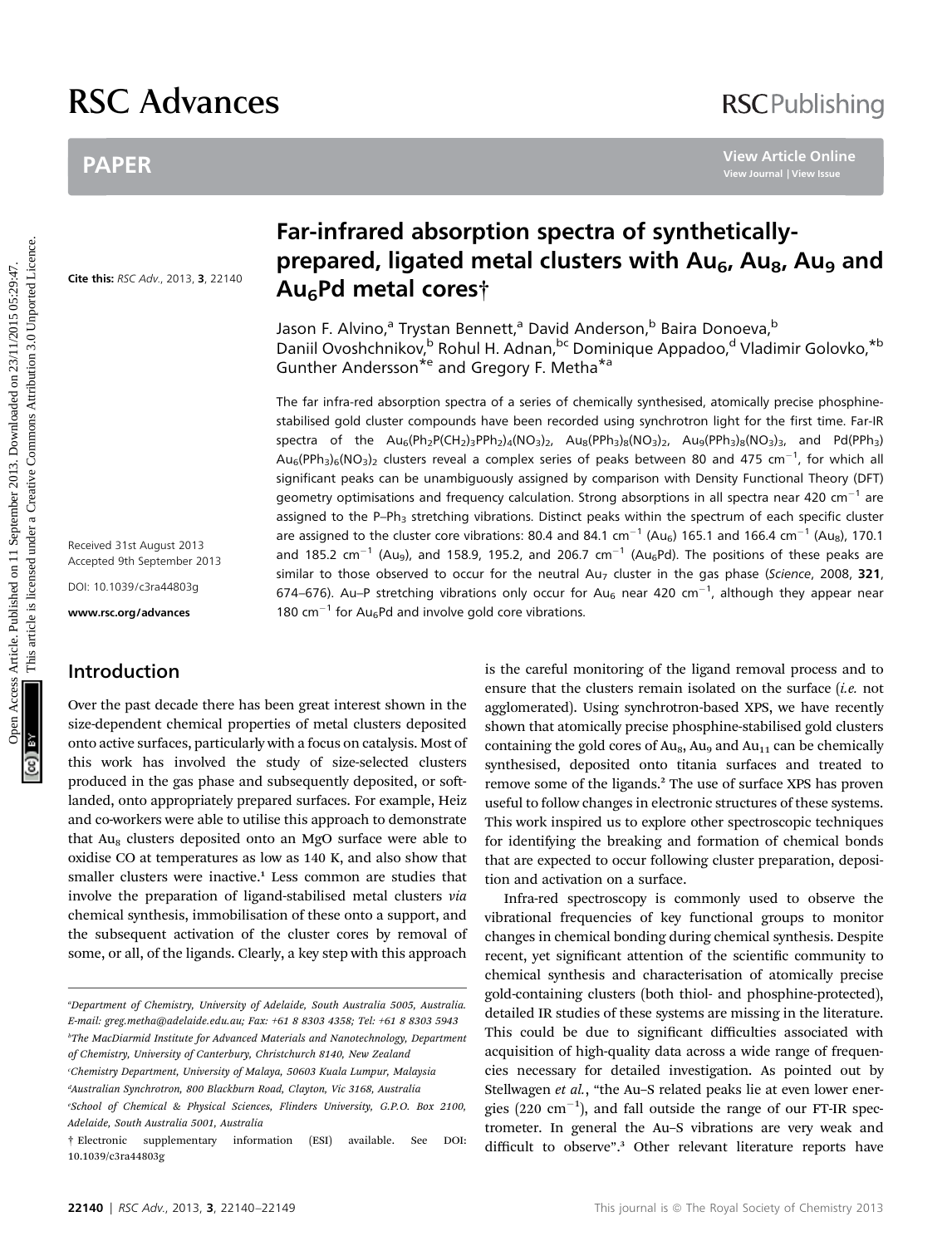# Far-infrared absorption spectra of synthetically-prepared, ligated metal clusters with $Au_6$, $Au_8$, $Au_9$ and $Au_6Pd$ metal cores†

Cite this: *RSC Adv.*, 2013, **3**, 22140

Jason F. Alvino,[a] Trystan Bennett,[a] David Anderson,[b] Baira Donoeva,[b] Daniil Ovoshchnikov,[b] Rohul H. Adnan,[bc] Dominique Appadoo,[d] Vladimir Golovko,*[b] Gunther Andersson*[e] and Gregory F. Metha*[a]

Received 31st August 2013
Accepted 9th September 2013

DOI: 10.1039/c3ra44803g

www.rsc.org/advances

The far infra-red absorption spectra of a series of chemically synthesised, atomically precise phosphine-stabilised gold cluster compounds have been recorded using synchrotron light for the first time. Far-IR spectra of the $Au_6(Ph_2P(CH_2)_3PPh_2)_4(NO_3)_2$, $Au_8(PPh_3)_8(NO_3)_2$, $Au_9(PPh_3)_8(NO_3)_3$, and $Pd(PPh_3)Au_6(PPh_3)_6(NO_3)_2$ clusters reveal a complex series of peaks between 80 and 475 cm$^{-1}$, for which all significant peaks can be unambiguously assigned by comparison with Density Functional Theory (DFT) geometry optimisations and frequency calculation. Strong absorptions in all spectra near 420 cm$^{-1}$ are assigned to the P–Ph$_3$ stretching vibrations. Distinct peaks within the spectrum of each specific cluster are assigned to the cluster core vibrations: 80.4 and 84.1 cm$^{-1}$ ($Au_6$) 165.1 and 166.4 cm$^{-1}$ ($Au_8$), 170.1 and 185.2 cm$^{-1}$ ($Au_9$), and 158.9, 195.2, and 206.7 cm$^{-1}$ ($Au_6Pd$). The positions of these peaks are similar to those observed to occur for the neutral $Au_7$ cluster in the gas phase (*Science*, 2008, **321**, 674–676). Au–P stretching vibrations only occur for $Au_6$ near 420 cm$^{-1}$, although they appear near 180 cm$^{-1}$ for $Au_6Pd$ and involve gold core vibrations.

## Introduction

Over the past decade there has been great interest shown in the size-dependent chemical properties of metal clusters deposited onto active surfaces, particularly with a focus on catalysis. Most of this work has involved the study of size-selected clusters produced in the gas phase and subsequently deposited, or soft-landed, onto appropriately prepared surfaces. For example, Heiz and co-workers were able to utilise this approach to demonstrate that $Au_8$ clusters deposited onto an MgO surface were able to oxidise CO at temperatures as low as 140 K, and also show that smaller clusters were inactive.[1] Less common are studies that involve the preparation of ligand-stabilised metal clusters *via* chemical synthesis, immobilisation of these onto a support, and the subsequent activation of the cluster cores by removal of some, or all, of the ligands. Clearly, a key step with this approach is the careful monitoring of the ligand removal process and to ensure that the clusters remain isolated on the surface (*i.e.* not agglomerated). Using synchrotron-based XPS, we have recently shown that atomically precise phosphine-stabilised gold clusters containing the gold cores of $Au_8$, $Au_9$ and $Au_{11}$ can be chemically synthesised, deposited onto titania surfaces and treated to remove some of the ligands.[2] The use of surface XPS has proven useful to follow changes in electronic structures of these systems. This work inspired us to explore other spectroscopic techniques for identifying the breaking and formation of chemical bonds that are expected to occur following cluster preparation, deposition and activation on a surface.

Infra-red spectroscopy is commonly used to observe the vibrational frequencies of key functional groups to monitor changes in chemical bonding during chemical synthesis. Despite recent, yet significant attention of the scientific community to chemical synthesis and characterisation of atomically precise gold-containing clusters (both thiol- and phosphine-protected), detailed IR studies of these systems are missing in the literature. This could be due to significant difficulties associated with acquisition of high-quality data across a wide range of frequencies necessary for detailed investigation. As pointed out by Stellwagen *et al.*, "the Au–S related peaks lie at even lower energies (220 cm$^{-1}$), and fall outside the range of our FT-IR spectrometer. In general the Au–S vibrations are very weak and difficult to observe".[3] Other relevant literature reports have

[a]Department of Chemistry, University of Adelaide, South Australia 5005, Australia. E-mail: greg.metha@adelaide.edu.au; Fax: +61 8 8303 4358; Tel: +61 8 8303 5943

[b]The MacDiarmid Institute for Advanced Materials and Nanotechnology, Department of Chemistry, University of Canterbury, Christchurch 8140, New Zealand

[c]Chemistry Department, University of Malaya, 50603 Kuala Lumpur, Malaysia

[d]Australian Synchrotron, 800 Blackburn Road, Clayton, Vic 3168, Australia

[e]School of Chemical & Physical Sciences, Flinders University, G.P.O. Box 2100, Adelaide, South Australia 5001, Australia

† Electronic supplementary information (ESI) available. See DOI: 10.1039/c3ra44803g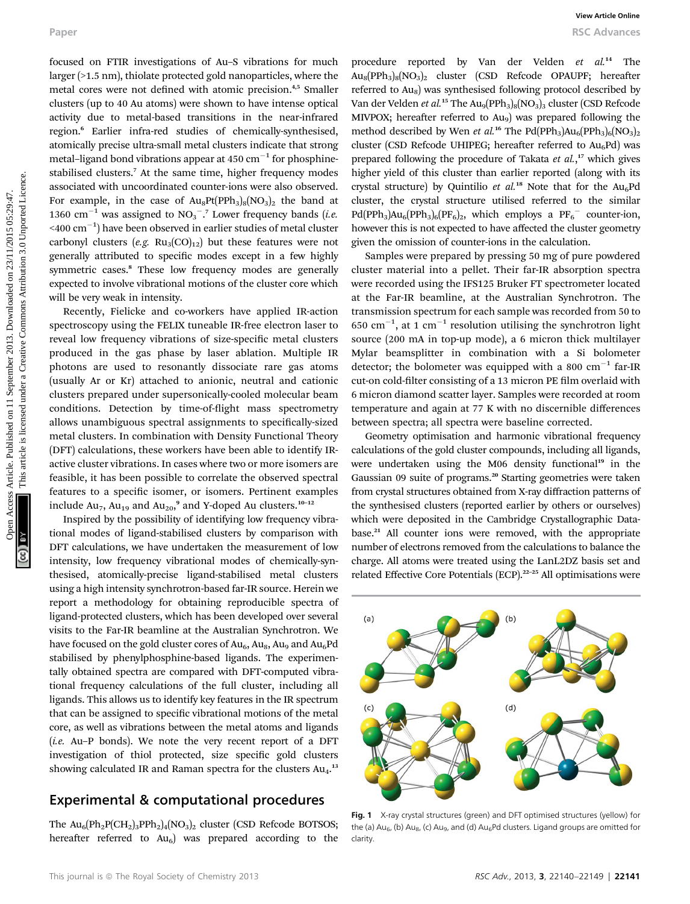focused on FTIR investigations of Au–S vibrations for much larger (>1.5 nm), thiolate protected gold nanoparticles, where the metal cores were not defined with atomic precision.[4,5] Smaller clusters (up to 40 Au atoms) were shown to have intense optical activity due to metal-based transitions in the near-infrared region.[6] Earlier infra-red studies of chemically-synthesised, atomically precise ultra-small metal clusters indicate that strong metal–ligand bond vibrations appear at 450 cm$^{-1}$ for phosphine-stabilised clusters.[7] At the same time, higher frequency modes associated with uncoordinated counter-ions were also observed. For example, in the case of $Au_8Pt(PPh_3)_8(NO_3)_2$ the band at 1360 cm$^{-1}$ was assigned to $NO_3^-$.[7] Lower frequency bands (*i.e.* <400 cm$^{-1}$) have been observed in earlier studies of metal cluster carbonyl clusters (*e.g.* $Ru_3(CO)_{12}$) but these features were not generally attributed to specific modes except in a few highly symmetric cases.[8] These low frequency modes are generally expected to involve vibrational motions of the cluster core which will be very weak in intensity.

Recently, Fielicke and co-workers have applied IR-action spectroscopy using the FELIX tuneable IR-free electron laser to reveal low frequency vibrations of size-specific metal clusters produced in the gas phase by laser ablation. Multiple IR photons are used to resonantly dissociate rare gas atoms (usually Ar or Kr) attached to anionic, neutral and cationic clusters prepared under supersonically-cooled molecular beam conditions. Detection by time-of-flight mass spectrometry allows unambiguous spectral assignments to specifically-sized metal clusters. In combination with Density Functional Theory (DFT) calculations, these workers have been able to identify IR-active cluster vibrations. In cases where two or more isomers are feasible, it has been possible to correlate the observed spectral features to a specific isomer, or isomers. Pertinent examples include $Au_7$, $Au_{19}$ and $Au_{20}$,[9] and Y-doped Au clusters.[10–12]

Inspired by the possibility of identifying low frequency vibrational modes of ligand-stabilised clusters by comparison with DFT calculations, we have undertaken the measurement of low intensity, low frequency vibrational modes of chemically-synthesised, atomically-precise ligand-stabilised metal clusters using a high intensity synchrotron-based far-IR source. Herein we report a methodology for obtaining reproducible spectra of ligand-protected clusters, which has been developed over several visits to the Far-IR beamline at the Australian Synchrotron. We have focused on the gold cluster cores of $Au_6$, $Au_8$, $Au_9$ and $Au_6Pd$ stabilised by phenylphosphine-based ligands. The experimentally obtained spectra are compared with DFT-computed vibrational frequency calculations of the full cluster, including all ligands. This allows us to identify key features in the IR spectrum that can be assigned to specific vibrational motions of the metal core, as well as vibrations between the metal atoms and ligands (*i.e.* Au–P bonds). We note the very recent report of a DFT investigation of thiol protected, size specific gold clusters showing calculated IR and Raman spectra for the clusters $Au_4$.[13]

## Experimental & computational procedures

The $Au_6(Ph_2P(CH_2)_3PPh_2)_4(NO_3)_2$ cluster (CSD Refcode BOTSOS; hereafter referred to $Au_6$) was prepared according to the procedure reported by Van der Velden *et al.*[14] The $Au_8(PPh_3)_8(NO_3)_2$ cluster (CSD Refcode OPAUPF; hereafter referred to $Au_8$) was synthesised following protocol described by Van der Velden *et al.*[15] The $Au_9(PPh_3)_8(NO_3)_3$ cluster (CSD Refcode MIVPOX; hereafter referred to $Au_9$) was prepared following the method described by Wen *et al.*[16] The $Pd(PPh_3)Au_6(PPh_3)_6(NO_3)_2$ cluster (CSD Refcode UHIPEG; hereafter referred to $Au_6Pd$) was prepared following the procedure of Takata *et al.*,[17] which gives higher yield of this cluster than earlier reported (along with its crystal structure) by Quintilio *et al.*[18] Note that for the $Au_6Pd$ cluster, the crystal structure utilised referred to the similar $Pd(PPh_3)Au_6(PPh_3)_6(PF_6)_2$, which employs a $PF_6^-$ counter-ion, however this is not expected to have affected the cluster geometry given the omission of counter-ions in the calculation.

Samples were prepared by pressing 50 mg of pure powdered cluster material into a pellet. Their far-IR absorption spectra were recorded using the IFS125 Bruker FT spectrometer located at the Far-IR beamline, at the Australian Synchrotron. The transmission spectrum for each sample was recorded from 50 to 650 cm$^{-1}$, at 1 cm$^{-1}$ resolution utilising the synchrotron light source (200 mA in top-up mode), a 6 micron thick multilayer Mylar beamsplitter in combination with a Si bolometer detector; the bolometer was equipped with a 800 cm$^{-1}$ far-IR cut-on cold-filter consisting of a 13 micron PE film overlaid with 6 micron diamond scatter layer. Samples were recorded at room temperature and again at 77 K with no discernible differences between spectra; all spectra were baseline corrected.

Geometry optimisation and harmonic vibrational frequency calculations of the gold cluster compounds, including all ligands, were undertaken using the M06 density functional[19] in the Gaussian 09 suite of programs.[20] Starting geometries were taken from crystal structures obtained from X-ray diffraction patterns of the synthesised clusters (reported earlier by others or ourselves) which were deposited in the Cambridge Crystallographic Database.[21] All counter ions were removed, with the appropriate number of electrons removed from the calculations to balance the charge. All atoms were treated using the LanL2DZ basis set and related Effective Core Potentials (ECP).[22–25] All optimisations were

**Fig. 1** X-ray crystal structures (green) and DFT optimised structures (yellow) for the (a) $Au_6$, (b) $Au_8$, (c) $Au_9$, and (d) $Au_6Pd$ clusters. Ligand groups are omitted for clarity.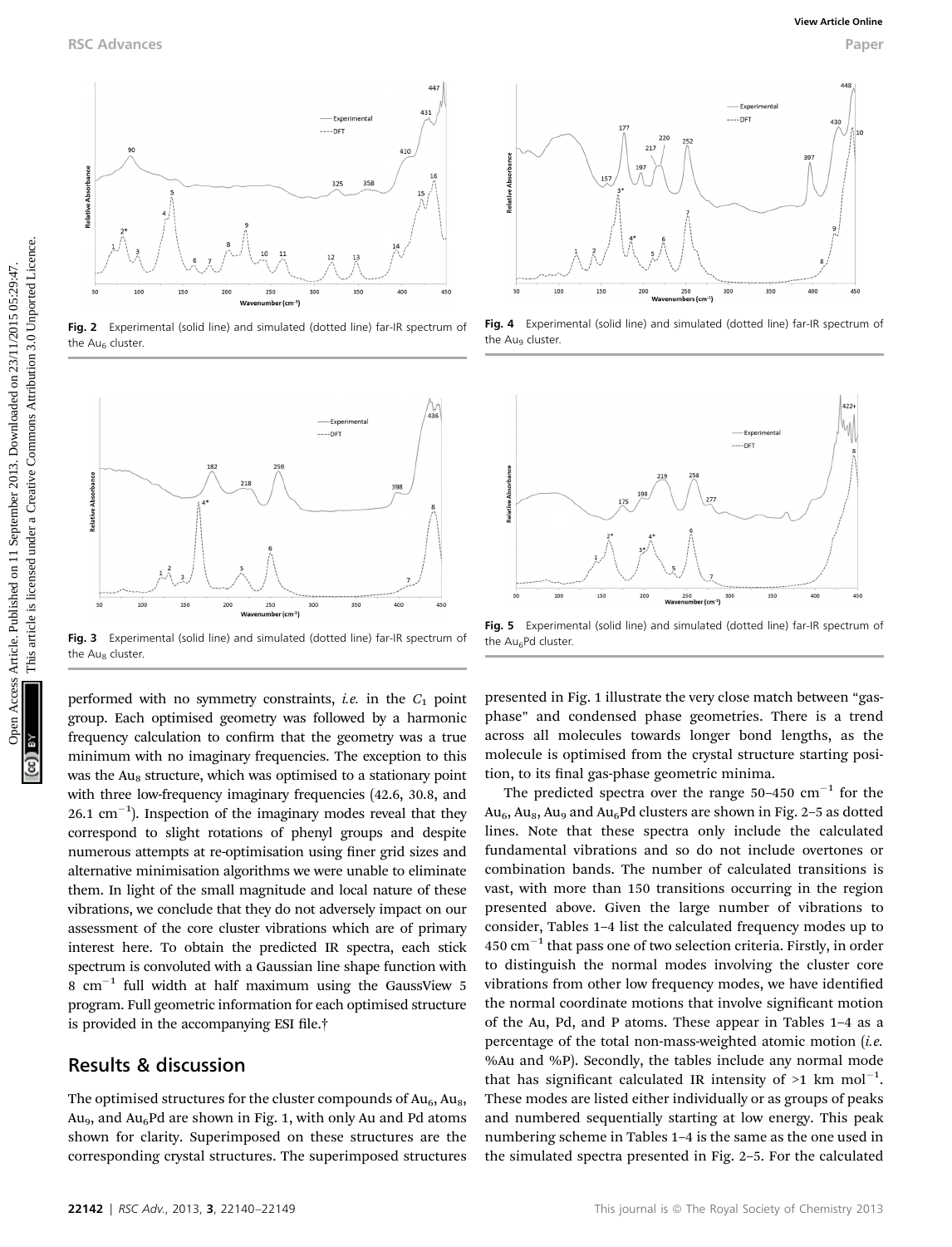Fig. 2 Experimental (solid line) and simulated (dotted line) far-IR spectrum of the $Au_6$ cluster.

Fig. 4 Experimental (solid line) and simulated (dotted line) far-IR spectrum of the $Au_9$ cluster.

Fig. 3 Experimental (solid line) and simulated (dotted line) far-IR spectrum of the $Au_8$ cluster.

Fig. 5 Experimental (solid line) and simulated (dotted line) far-IR spectrum of the $Au_6Pd$ cluster.

performed with no symmetry constraints, *i.e.* in the $C_1$ point group. Each optimised geometry was followed by a harmonic frequency calculation to confirm that the geometry was a true minimum with no imaginary frequencies. The exception to this was the $Au_8$ structure, which was optimised to a stationary point with three low-frequency imaginary frequencies (42.6, 30.8, and 26.1 $cm^{-1}$). Inspection of the imaginary modes reveal that they correspond to slight rotations of phenyl groups and despite numerous attempts at re-optimisation using finer grid sizes and alternative minimisation algorithms we were unable to eliminate them. In light of the small magnitude and local nature of these vibrations, we conclude that they do not adversely impact on our assessment of the core cluster vibrations which are of primary interest here. To obtain the predicted IR spectra, each stick spectrum is convoluted with a Gaussian line shape function with 8 $cm^{-1}$ full width at half maximum using the GaussView 5 program. Full geometric information for each optimised structure is provided in the accompanying ESI file.†

## Results & discussion

The optimised structures for the cluster compounds of $Au_6$, $Au_8$, $Au_9$, and $Au_6Pd$ are shown in Fig. 1, with only Au and Pd atoms shown for clarity. Superimposed on these structures are the corresponding crystal structures. The superimposed structures presented in Fig. 1 illustrate the very close match between "gas-phase" and condensed phase geometries. There is a trend across all molecules towards longer bond lengths, as the molecule is optimised from the crystal structure starting position, to its final gas-phase geometric minima.

The predicted spectra over the range 50–450 $cm^{-1}$ for the $Au_6$, $Au_8$, $Au_9$ and $Au_6Pd$ clusters are shown in Fig. 2–5 as dotted lines. Note that these spectra only include the calculated fundamental vibrations and so do not include overtones or combination bands. The number of calculated transitions is vast, with more than 150 transitions occurring in the region presented above. Given the large number of vibrations to consider, Tables 1–4 list the calculated frequency modes up to 450 $cm^{-1}$ that pass one of two selection criteria. Firstly, in order to distinguish the normal modes involving the cluster core vibrations from other low frequency modes, we have identified the normal coordinate motions that involve significant motion of the Au, Pd, and P atoms. These appear in Tables 1–4 as a percentage of the total non-mass-weighted atomic motion (*i.e.* %Au and %P). Secondly, the tables include any normal mode that has significant calculated IR intensity of >1 km $mol^{-1}$. These modes are listed either individually or as groups of peaks and numbered sequentially starting at low energy. This peak numbering scheme in Tables 1–4 is the same as the one used in the simulated spectra presented in Fig. 2–5. For the calculated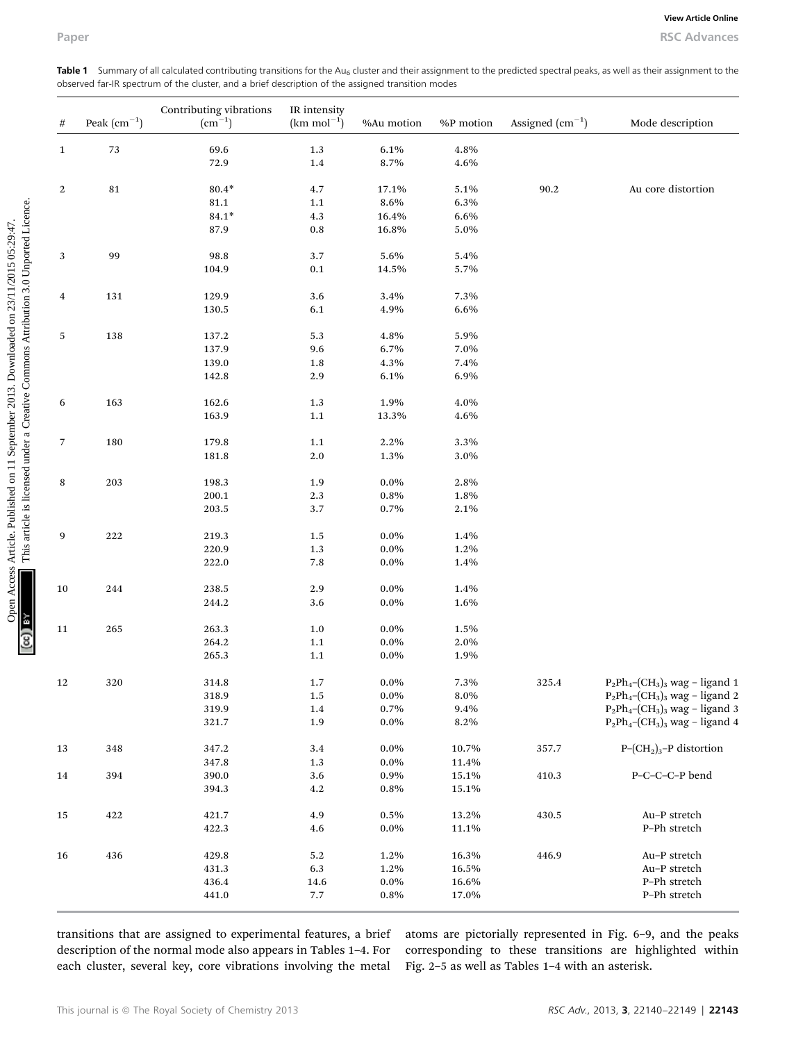**Table 1** Summary of all calculated contributing transitions for the $Au_6$ cluster and their assignment to the predicted spectral peaks, as well as their assignment to the observed far-IR spectrum of the cluster, and a brief description of the assigned transition modes

| # | Peak ($cm^{-1}$) | Contributing vibrations ($cm^{-1}$) | IR intensity ($km\ mol^{-1}$) | %Au motion | %P motion | Assigned ($cm^{-1}$) | Mode description |
|---|---|---|---|---|---|---|---|
| 1 | 73 | 69.6 | 1.3 | 6.1% | 4.8% | | |
| | | 72.9 | 1.4 | 8.7% | 4.6% | | |
| 2 | 81 | 80.4* | 4.7 | 17.1% | 5.1% | 90.2 | Au core distortion |
| | | 81.1 | 1.1 | 8.6% | 6.3% | | |
| | | 84.1* | 4.3 | 16.4% | 6.6% | | |
| | | 87.9 | 0.8 | 16.8% | 5.0% | | |
| 3 | 99 | 98.8 | 3.7 | 5.6% | 5.4% | | |
| | | 104.9 | 0.1 | 14.5% | 5.7% | | |
| 4 | 131 | 129.9 | 3.6 | 3.4% | 7.3% | | |
| | | 130.5 | 6.1 | 4.9% | 6.6% | | |
| 5 | 138 | 137.2 | 5.3 | 4.8% | 5.9% | | |
| | | 137.9 | 9.6 | 6.7% | 7.0% | | |
| | | 139.0 | 1.8 | 4.3% | 7.4% | | |
| | | 142.8 | 2.9 | 6.1% | 6.9% | | |
| 6 | 163 | 162.6 | 1.3 | 1.9% | 4.0% | | |
| | | 163.9 | 1.1 | 13.3% | 4.6% | | |
| 7 | 180 | 179.8 | 1.1 | 2.2% | 3.3% | | |
| | | 181.8 | 2.0 | 1.3% | 3.0% | | |
| 8 | 203 | 198.3 | 1.9 | 0.0% | 2.8% | | |
| | | 200.1 | 2.3 | 0.8% | 1.8% | | |
| | | 203.5 | 3.7 | 0.7% | 2.1% | | |
| 9 | 222 | 219.3 | 1.5 | 0.0% | 1.4% | | |
| | | 220.9 | 1.3 | 0.0% | 1.2% | | |
| | | 222.0 | 7.8 | 0.0% | 1.4% | | |
| 10 | 244 | 238.5 | 2.9 | 0.0% | 1.4% | | |
| | | 244.2 | 3.6 | 0.0% | 1.6% | | |
| 11 | 265 | 263.3 | 1.0 | 0.0% | 1.5% | | |
| | | 264.2 | 1.1 | 0.0% | 2.0% | | |
| | | 265.3 | 1.1 | 0.0% | 1.9% | | |
| 12 | 320 | 314.8 | 1.7 | 0.0% | 7.3% | 325.4 | $P_2Ph_4$–$(CH_3)_3$ wag – ligand 1 |
| | | 318.9 | 1.5 | 0.0% | 8.0% | | $P_2Ph_4$–$(CH_3)_3$ wag – ligand 2 |
| | | 319.9 | 1.4 | 0.7% | 9.4% | | $P_2Ph_4$–$(CH_3)_3$ wag – ligand 3 |
| | | 321.7 | 1.9 | 0.0% | 8.2% | | $P_2Ph_4$–$(CH_3)_3$ wag – ligand 4 |
| 13 | 348 | 347.2 | 3.4 | 0.0% | 10.7% | 357.7 | P–$(CH_2)_3$–P distortion |
| | | 347.8 | 1.3 | 0.0% | 11.4% | | |
| 14 | 394 | 390.0 | 3.6 | 0.9% | 15.1% | 410.3 | P–C–C–C–P bend |
| | | 394.3 | 4.2 | 0.8% | 15.1% | | |
| 15 | 422 | 421.7 | 4.9 | 0.5% | 13.2% | 430.5 | Au–P stretch |
| | | 422.3 | 4.6 | 0.0% | 11.1% | | P–Ph stretch |
| 16 | 436 | 429.8 | 5.2 | 1.2% | 16.3% | 446.9 | Au–P stretch |
| | | 431.3 | 6.3 | 1.2% | 16.5% | | Au–P stretch |
| | | 436.4 | 14.6 | 0.0% | 16.6% | | P–Ph stretch |
| | | 441.0 | 7.7 | 0.8% | 17.0% | | P–Ph stretch |

transitions that are assigned to experimental features, a brief description of the normal mode also appears in Tables 1–4. For each cluster, several key, core vibrations involving the metal atoms are pictorially represented in Fig. 6–9, and the peaks corresponding to these transitions are highlighted within Fig. 2–5 as well as Tables 1–4 with an asterisk.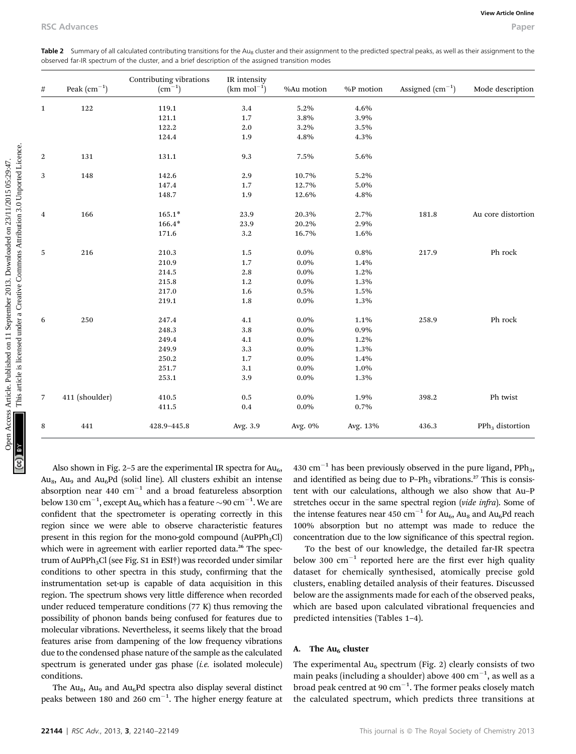**Table 2** Summary of all calculated contributing transitions for the $Au_8$ cluster and their assignment to the predicted spectral peaks, as well as their assignment to the observed far-IR spectrum of the cluster, and a brief description of the assigned transition modes

| # | Peak ($cm^{-1}$) | Contributing vibrations ($cm^{-1}$) | IR intensity (km $mol^{-1}$) | %Au motion | %P motion | Assigned ($cm^{-1}$) | Mode description |
|---|---|---|---|---|---|---|---|
| 1 | 122 | 119.1 | 3.4 | 5.2% | 4.6% | | |
| | | 121.1 | 1.7 | 3.8% | 3.9% | | |
| | | 122.2 | 2.0 | 3.2% | 3.5% | | |
| | | 124.4 | 1.9 | 4.8% | 4.3% | | |
| 2 | 131 | 131.1 | 9.3 | 7.5% | 5.6% | | |
| 3 | 148 | 142.6 | 2.9 | 10.7% | 5.2% | | |
| | | 147.4 | 1.7 | 12.7% | 5.0% | | |
| | | 148.7 | 1.9 | 12.6% | 4.8% | | |
| 4 | 166 | 165.1* | 23.9 | 20.3% | 2.7% | 181.8 | Au core distortion |
| | | 166.4* | 23.9 | 20.2% | 2.9% | | |
| | | 171.6 | 3.2 | 16.7% | 1.6% | | |
| 5 | 216 | 210.3 | 1.5 | 0.0% | 0.8% | 217.9 | Ph rock |
| | | 210.9 | 1.7 | 0.0% | 1.4% | | |
| | | 214.5 | 2.8 | 0.0% | 1.2% | | |
| | | 215.8 | 1.2 | 0.0% | 1.3% | | |
| | | 217.0 | 1.6 | 0.5% | 1.5% | | |
| | | 219.1 | 1.8 | 0.0% | 1.3% | | |
| 6 | 250 | 247.4 | 4.1 | 0.0% | 1.1% | 258.9 | Ph rock |
| | | 248.3 | 3.8 | 0.0% | 0.9% | | |
| | | 249.4 | 4.1 | 0.0% | 1.2% | | |
| | | 249.9 | 3.3 | 0.0% | 1.3% | | |
| | | 250.2 | 1.7 | 0.0% | 1.4% | | |
| | | 251.7 | 3.1 | 0.0% | 1.0% | | |
| | | 253.1 | 3.9 | 0.0% | 1.3% | | |
| 7 | 411 (shoulder) | 410.5 | 0.5 | 0.0% | 1.9% | 398.2 | Ph twist |
| | | 411.5 | 0.4 | 0.0% | 0.7% | | |
| 8 | 441 | 428.9–445.8 | Avg. 3.9 | Avg. 0% | Avg. 13% | 436.3 | $PPh_3$ distortion |

Also shown in Fig. 2–5 are the experimental IR spectra for $Au_6$, $Au_8$, $Au_9$ and $Au_6Pd$ (solid line). All clusters exhibit an intense absorption near 440 $cm^{-1}$ and a broad featureless absorption below 130 $cm^{-1}$, except $Au_6$ which has a feature ~90 $cm^{-1}$. We are confident that the spectrometer is operating correctly in this region since we were able to observe characteristic features present in this region for the mono-gold compound ($AuPPh_3Cl$) which were in agreement with earlier reported data.[26] The spectrum of $AuPPh_3Cl$ (see Fig. S1 in ESI†) was recorded under similar conditions to other spectra in this study, confirming that the instrumentation set-up is capable of data acquisition in this region. The spectrum shows very little difference when recorded under reduced temperature conditions (77 K) thus removing the possibility of phonon bands being confused for features due to molecular vibrations. Nevertheless, it seems likely that the broad features arise from dampening of the low frequency vibrations due to the condensed phase nature of the sample as the calculated spectrum is generated under gas phase (*i.e.* isolated molecule) conditions.

The $Au_8$, $Au_9$ and $Au_6Pd$ spectra also display several distinct peaks between 180 and 260 $cm^{-1}$. The higher energy feature at 430 $cm^{-1}$ has been previously observed in the pure ligand, $PPh_3$, and identified as being due to P–$Ph_3$ vibrations.[27] This is consistent with our calculations, although we also show that Au–P stretches occur in the same spectral region (*vide infra*). Some of the intense features near 450 $cm^{-1}$ for $Au_6$, $Au_8$ and $Au_6Pd$ reach 100% absorption but no attempt was made to reduce the concentration due to the low significance of this spectral region.

To the best of our knowledge, the detailed far-IR spectra below 300 $cm^{-1}$ reported here are the first ever high quality dataset for chemically synthesised, atomically precise gold clusters, enabling detailed analysis of their features. Discussed below are the assignments made for each of the observed peaks, which are based upon calculated vibrational frequencies and predicted intensities (Tables 1–4).

## A. The $Au_6$ cluster

The experimental $Au_6$ spectrum (Fig. 2) clearly consists of two main peaks (including a shoulder) above 400 $cm^{-1}$, as well as a broad peak centred at 90 $cm^{-1}$. The former peaks closely match the calculated spectrum, which predicts three transitions at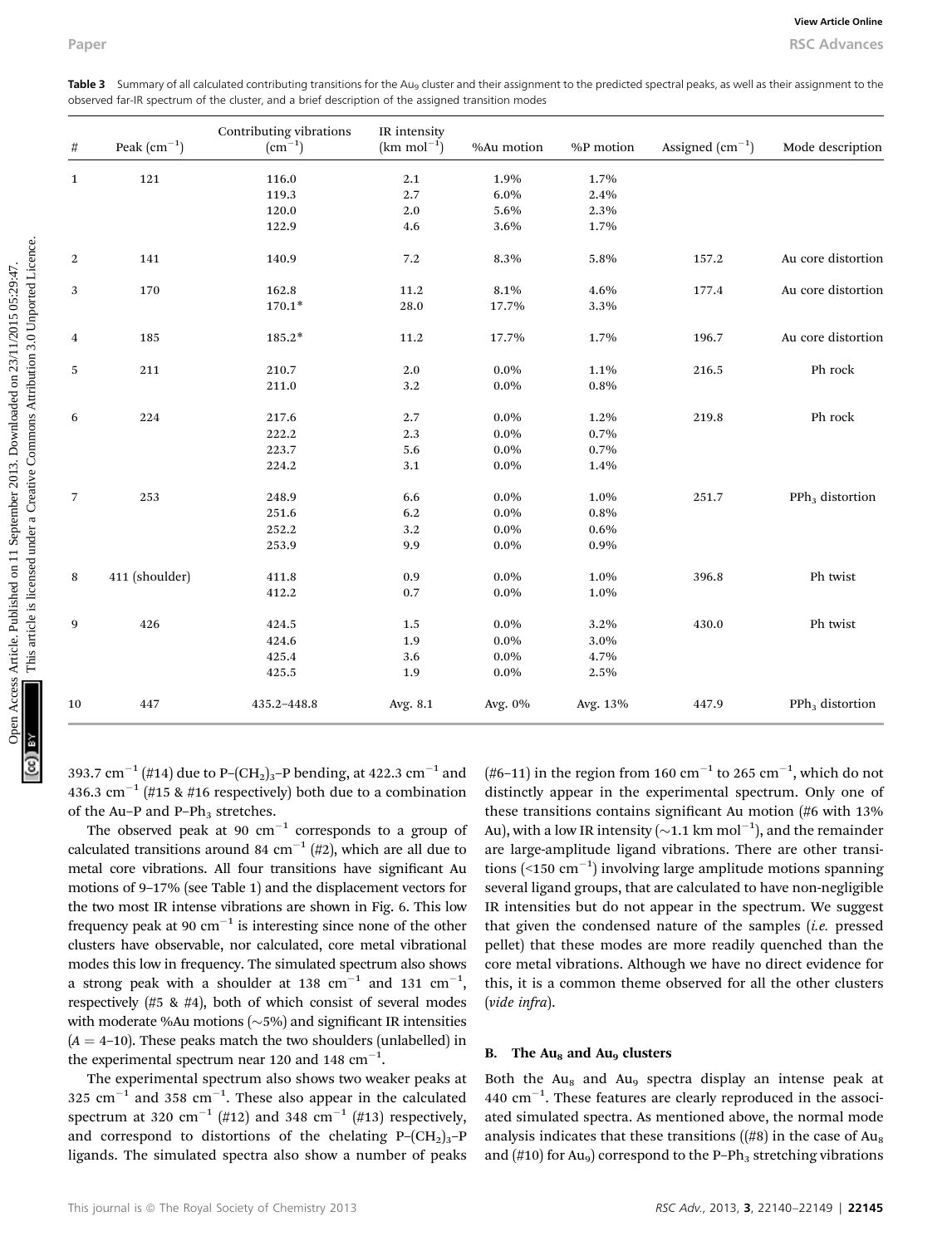**Table 3** Summary of all calculated contributing transitions for the $Au_9$ cluster and their assignment to the predicted spectral peaks, as well as their assignment to the observed far-IR spectrum of the cluster, and a brief description of the assigned transition modes

| # | Peak ($cm^{-1}$) | Contributing vibrations ($cm^{-1}$) | IR intensity (km $mol^{-1}$) | %Au motion | %P motion | Assigned ($cm^{-1}$) | Mode description |
|---|---|---|---|---|---|---|---|
| 1 | 121 | 116.0 | 2.1 | 1.9% | 1.7% | | |
| | | 119.3 | 2.7 | 6.0% | 2.4% | | |
| | | 120.0 | 2.0 | 5.6% | 2.3% | | |
| | | 122.9 | 4.6 | 3.6% | 1.7% | | |
| 2 | 141 | 140.9 | 7.2 | 8.3% | 5.8% | 157.2 | Au core distortion |
| 3 | 170 | 162.8 | 11.2 | 8.1% | 4.6% | 177.4 | Au core distortion |
| | | 170.1* | 28.0 | 17.7% | 3.3% | | |
| 4 | 185 | 185.2* | 11.2 | 17.7% | 1.7% | 196.7 | Au core distortion |
| 5 | 211 | 210.7 | 2.0 | 0.0% | 1.1% | 216.5 | Ph rock |
| | | 211.0 | 3.2 | 0.0% | 0.8% | | |
| 6 | 224 | 217.6 | 2.7 | 0.0% | 1.2% | 219.8 | Ph rock |
| | | 222.2 | 2.3 | 0.0% | 0.7% | | |
| | | 223.7 | 5.6 | 0.0% | 0.7% | | |
| | | 224.2 | 3.1 | 0.0% | 1.4% | | |
| 7 | 253 | 248.9 | 6.6 | 0.0% | 1.0% | 251.7 | $PPh_3$ distortion |
| | | 251.6 | 6.2 | 0.0% | 0.8% | | |
| | | 252.2 | 3.2 | 0.0% | 0.6% | | |
| | | 253.9 | 9.9 | 0.0% | 0.9% | | |
| 8 | 411 (shoulder) | 411.8 | 0.9 | 0.0% | 1.0% | 396.8 | Ph twist |
| | | 412.2 | 0.7 | 0.0% | 1.0% | | |
| 9 | 426 | 424.5 | 1.5 | 0.0% | 3.2% | 430.0 | Ph twist |
| | | 424.6 | 1.9 | 0.0% | 3.0% | | |
| | | 425.4 | 3.6 | 0.0% | 4.7% | | |
| | | 425.5 | 1.9 | 0.0% | 2.5% | | |
| 10 | 447 | 435.2–448.8 | Avg. 8.1 | Avg. 0% | Avg. 13% | 447.9 | $PPh_3$ distortion |

393.7 $cm^{-1}$ (#14) due to P–$(CH_2)_3$–P bending, at 422.3 $cm^{-1}$ and 436.3 $cm^{-1}$ (#15 & #16 respectively) both due to a combination of the Au–P and P–$Ph_3$ stretches.

The observed peak at 90 $cm^{-1}$ corresponds to a group of calculated transitions around 84 $cm^{-1}$ (#2), which are all due to metal core vibrations. All four transitions have significant Au motions of 9–17% (see Table 1) and the displacement vectors for the two most IR intense vibrations are shown in Fig. 6. This low frequency peak at 90 $cm^{-1}$ is interesting since none of the other clusters have observable, nor calculated, core metal vibrational modes this low in frequency. The simulated spectrum also shows a strong peak with a shoulder at 138 $cm^{-1}$ and 131 $cm^{-1}$, respectively (#5 & #4), both of which consist of several modes with moderate %Au motions (~5%) and significant IR intensities ($A$ = 4–10). These peaks match the two shoulders (unlabelled) in the experimental spectrum near 120 and 148 $cm^{-1}$.

The experimental spectrum also shows two weaker peaks at 325 $cm^{-1}$ and 358 $cm^{-1}$. These also appear in the calculated spectrum at 320 $cm^{-1}$ (#12) and 348 $cm^{-1}$ (#13) respectively, and correspond to distortions of the chelating P–$(CH_2)_3$–P ligands. The simulated spectra also show a number of peaks (#6–11) in the region from 160 $cm^{-1}$ to 265 $cm^{-1}$, which do not distinctly appear in the experimental spectrum. Only one of these transitions contains significant Au motion (#6 with 13% Au), with a low IR intensity (~1.1 km $mol^{-1}$), and the remainder are large-amplitude ligand vibrations. There are other transitions (<150 $cm^{-1}$) involving large amplitude motions spanning several ligand groups, that are calculated to have non-negligible IR intensities but do not appear in the spectrum. We suggest that given the condensed nature of the samples (*i.e.* pressed pellet) that these modes are more readily quenched than the core metal vibrations. Although we have no direct evidence for this, it is a common theme observed for all the other clusters (*vide infra*).

### B. The $Au_8$ and $Au_9$ clusters

Both the $Au_8$ and $Au_9$ spectra display an intense peak at 440 $cm^{-1}$. These features are clearly reproduced in the associated simulated spectra. As mentioned above, the normal mode analysis indicates that these transitions ((#8) in the case of $Au_8$ and (#10) for $Au_9$) correspond to the P–$Ph_3$ stretching vibrations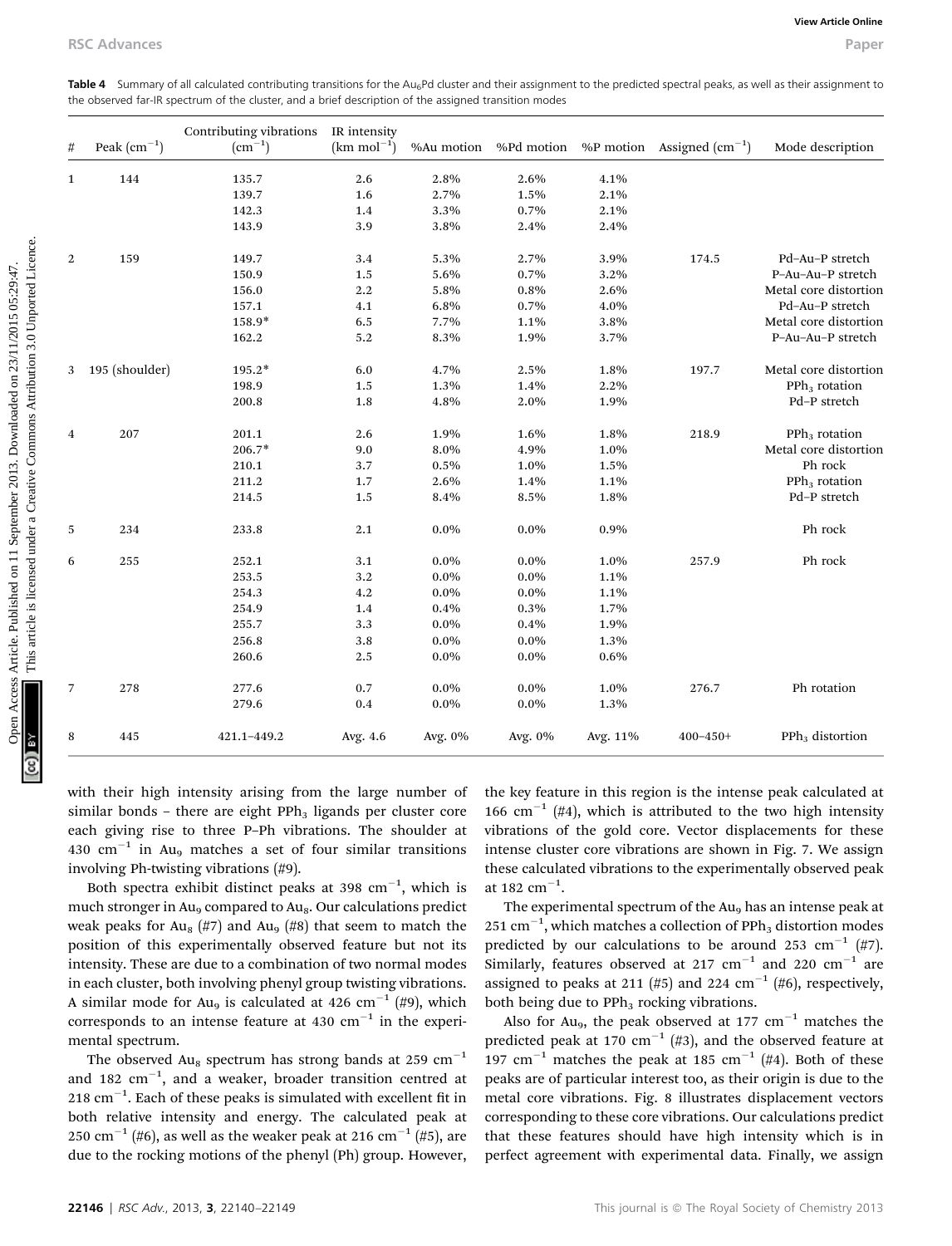**Table 4** Summary of all calculated contributing transitions for the $Au_6Pd$ cluster and their assignment to the predicted spectral peaks, as well as their assignment to the observed far-IR spectrum of the cluster, and a brief description of the assigned transition modes

| # | Peak ($cm^{-1}$) | Contributing vibrations ($cm^{-1}$) | IR intensity ($km\ mol^{-1}$) | %Au motion | %Pd motion | %P motion | Assigned ($cm^{-1}$) | Mode description |
|---|---|---|---|---|---|---|---|---|
| 1 | 144 | 135.7 | 2.6 | 2.8% | 2.6% | 4.1% | | |
| | | 139.7 | 1.6 | 2.7% | 1.5% | 2.1% | | |
| | | 142.3 | 1.4 | 3.3% | 0.7% | 2.1% | | |
| | | 143.9 | 3.9 | 3.8% | 2.4% | 2.4% | | |
| 2 | 159 | 149.7 | 3.4 | 5.3% | 2.7% | 3.9% | 174.5 | Pd–Au–P stretch |
| | | 150.9 | 1.5 | 5.6% | 0.7% | 3.2% | | P–Au–Au–P stretch |
| | | 156.0 | 2.2 | 5.8% | 0.8% | 2.6% | | Metal core distortion |
| | | 157.1 | 4.1 | 6.8% | 0.7% | 4.0% | | Pd–Au–P stretch |
| | | 158.9* | 6.5 | 7.7% | 1.1% | 3.8% | | Metal core distortion |
| | | 162.2 | 5.2 | 8.3% | 1.9% | 3.7% | | P–Au–Au–P stretch |
| 3 | 195 (shoulder) | 195.2* | 6.0 | 4.7% | 2.5% | 1.8% | 197.7 | Metal core distortion |
| | | 198.9 | 1.5 | 1.3% | 1.4% | 2.2% | | $PPh_3$ rotation |
| | | 200.8 | 1.8 | 4.8% | 2.0% | 1.9% | | Pd–P stretch |
| 4 | 207 | 201.1 | 2.6 | 1.9% | 1.6% | 1.8% | 218.9 | $PPh_3$ rotation |
| | | 206.7* | 9.0 | 8.0% | 4.9% | 1.0% | | Metal core distortion |
| | | 210.1 | 3.7 | 0.5% | 1.0% | 1.5% | | Ph rock |
| | | 211.2 | 1.7 | 2.6% | 1.4% | 1.1% | | $PPh_3$ rotation |
| | | 214.5 | 1.5 | 8.4% | 8.5% | 1.8% | | Pd–P stretch |
| 5 | 234 | 233.8 | 2.1 | 0.0% | 0.0% | 0.9% | | Ph rock |
| 6 | 255 | 252.1 | 3.1 | 0.0% | 0.0% | 1.0% | 257.9 | Ph rock |
| | | 253.5 | 3.2 | 0.0% | 0.0% | 1.1% | | |
| | | 254.3 | 4.2 | 0.0% | 0.0% | 1.1% | | |
| | | 254.9 | 1.4 | 0.4% | 0.3% | 1.7% | | |
| | | 255.7 | 3.3 | 0.0% | 0.4% | 1.9% | | |
| | | 256.8 | 3.8 | 0.0% | 0.0% | 1.3% | | |
| | | 260.6 | 2.5 | 0.0% | 0.0% | 0.6% | | |
| 7 | 278 | 277.6 | 0.7 | 0.0% | 0.0% | 1.0% | 276.7 | Ph rotation |
| | | 279.6 | 0.4 | 0.0% | 0.0% | 1.3% | | |
| 8 | 445 | 421.1–449.2 | Avg. 4.6 | Avg. 0% | Avg. 0% | Avg. 11% | 400–450+ | $PPh_3$ distortion |

with their high intensity arising from the large number of similar bonds – there are eight $PPh_3$ ligands per cluster core each giving rise to three P–Ph vibrations. The shoulder at 430 $cm^{-1}$ in $Au_9$ matches a set of four similar transitions involving Ph-twisting vibrations (#9).

Both spectra exhibit distinct peaks at 398 $cm^{-1}$, which is much stronger in $Au_9$ compared to $Au_8$. Our calculations predict weak peaks for $Au_8$ (#7) and $Au_9$ (#8) that seem to match the position of this experimentally observed feature but not its intensity. These are due to a combination of two normal modes in each cluster, both involving phenyl group twisting vibrations. A similar mode for $Au_9$ is calculated at 426 $cm^{-1}$ (#9), which corresponds to an intense feature at 430 $cm^{-1}$ in the experimental spectrum.

The observed $Au_8$ spectrum has strong bands at 259 $cm^{-1}$ and 182 $cm^{-1}$, and a weaker, broader transition centred at 218 $cm^{-1}$. Each of these peaks is simulated with excellent fit in both relative intensity and energy. The calculated peak at 250 $cm^{-1}$ (#6), as well as the weaker peak at 216 $cm^{-1}$ (#5), are due to the rocking motions of the phenyl (Ph) group. However, the key feature in this region is the intense peak calculated at 166 $cm^{-1}$ (#4), which is attributed to the two high intensity vibrations of the gold core. Vector displacements for these intense cluster core vibrations are shown in Fig. 7. We assign these calculated vibrations to the experimentally observed peak at 182 $cm^{-1}$.

The experimental spectrum of the $Au_9$ has an intense peak at 251 $cm^{-1}$, which matches a collection of $PPh_3$ distortion modes predicted by our calculations to be around 253 $cm^{-1}$ (#7). Similarly, features observed at 217 $cm^{-1}$ and 220 $cm^{-1}$ are assigned to peaks at 211 (#5) and 224 $cm^{-1}$ (#6), respectively, both being due to $PPh_3$ rocking vibrations.

Also for $Au_9$, the peak observed at 177 $cm^{-1}$ matches the predicted peak at 170 $cm^{-1}$ (#3), and the observed feature at 197 $cm^{-1}$ matches the peak at 185 $cm^{-1}$ (#4). Both of these peaks are of particular interest too, as their origin is due to the metal core vibrations. Fig. 8 illustrates displacement vectors corresponding to these core vibrations. Our calculations predict that these features should have high intensity which is in perfect agreement with experimental data. Finally, we assign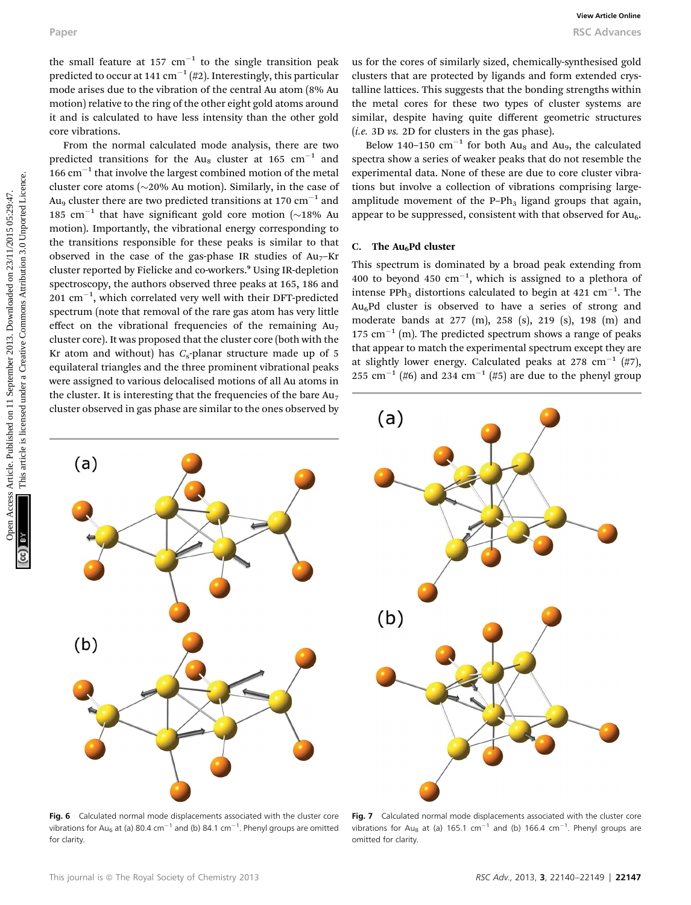the small feature at 157 cm$^{-1}$ to the single transition peak predicted to occur at 141 cm$^{-1}$ (#2). Interestingly, this particular mode arises due to the vibration of the central Au atom (8% Au motion) relative to the ring of the other eight gold atoms around it and is calculated to have less intensity than the other gold core vibrations.

From the normal calculated mode analysis, there are two predicted transitions for the $Au_8$ cluster at 165 cm$^{-1}$ and 166 cm$^{-1}$ that involve the largest combined motion of the metal cluster core atoms (~20% Au motion). Similarly, in the case of $Au_9$ cluster there are two predicted transitions at 170 cm$^{-1}$ and 185 cm$^{-1}$ that have significant gold core motion (~18% Au motion). Importantly, the vibrational energy corresponding to the transitions responsible for these peaks is similar to that observed in the case of the gas-phase IR studies of $Au_7$–Kr cluster reported by Fielicke and co-workers.[9] Using IR-depletion spectroscopy, the authors observed three peaks at 165, 186 and 201 cm$^{-1}$, which correlated very well with their DFT-predicted spectrum (note that removal of the rare gas atom has very little effect on the vibrational frequencies of the remaining $Au_7$ cluster core). It was proposed that the cluster core (both with the Kr atom and without) has $C_s$-planar structure made up of 5 equilateral triangles and the three prominent vibrational peaks were assigned to various delocalised motions of all Au atoms in the cluster. It is interesting that the frequencies of the bare $Au_7$ cluster observed in gas phase are similar to the ones observed by us for the cores of similarly sized, chemically-synthesised gold clusters that are protected by ligands and form extended crystalline lattices. This suggests that the bonding strengths within the metal cores for these two types of cluster systems are similar, despite having quite different geometric structures (*i.e.* 3D *vs.* 2D for clusters in the gas phase).

Below 140–150 cm$^{-1}$ for both $Au_8$ and $Au_9$, the calculated spectra show a series of weaker peaks that do not resemble the experimental data. None of these are due to core cluster vibrations but involve a collection of vibrations comprising large-amplitude movement of the P–$Ph_3$ ligand groups that again, appear to be suppressed, consistent with that observed for $Au_6$.

### C. The $Au_6Pd$ cluster

This spectrum is dominated by a broad peak extending from 400 to beyond 450 cm$^{-1}$, which is assigned to a plethora of intense $PPh_3$ distortions calculated to begin at 421 cm$^{-1}$. The $Au_6Pd$ cluster is observed to have a series of strong and moderate bands at 277 (m), 258 (s), 219 (s), 198 (m) and 175 cm$^{-1}$ (m). The predicted spectrum shows a range of peaks that appear to match the experimental spectrum except they are at slightly lower energy. Calculated peaks at 278 cm$^{-1}$ (#7), 255 cm$^{-1}$ (#6) and 234 cm$^{-1}$ (#5) are due to the phenyl group

**Fig. 6** Calculated normal mode displacements associated with the cluster core vibrations for $Au_6$ at (a) 80.4 cm$^{-1}$ and (b) 84.1 cm$^{-1}$. Phenyl groups are omitted for clarity.

**Fig. 7** Calculated normal mode displacements associated with the cluster core vibrations for $Au_8$ at (a) 165.1 cm$^{-1}$ and (b) 166.4 cm$^{-1}$. Phenyl groups are omitted for clarity.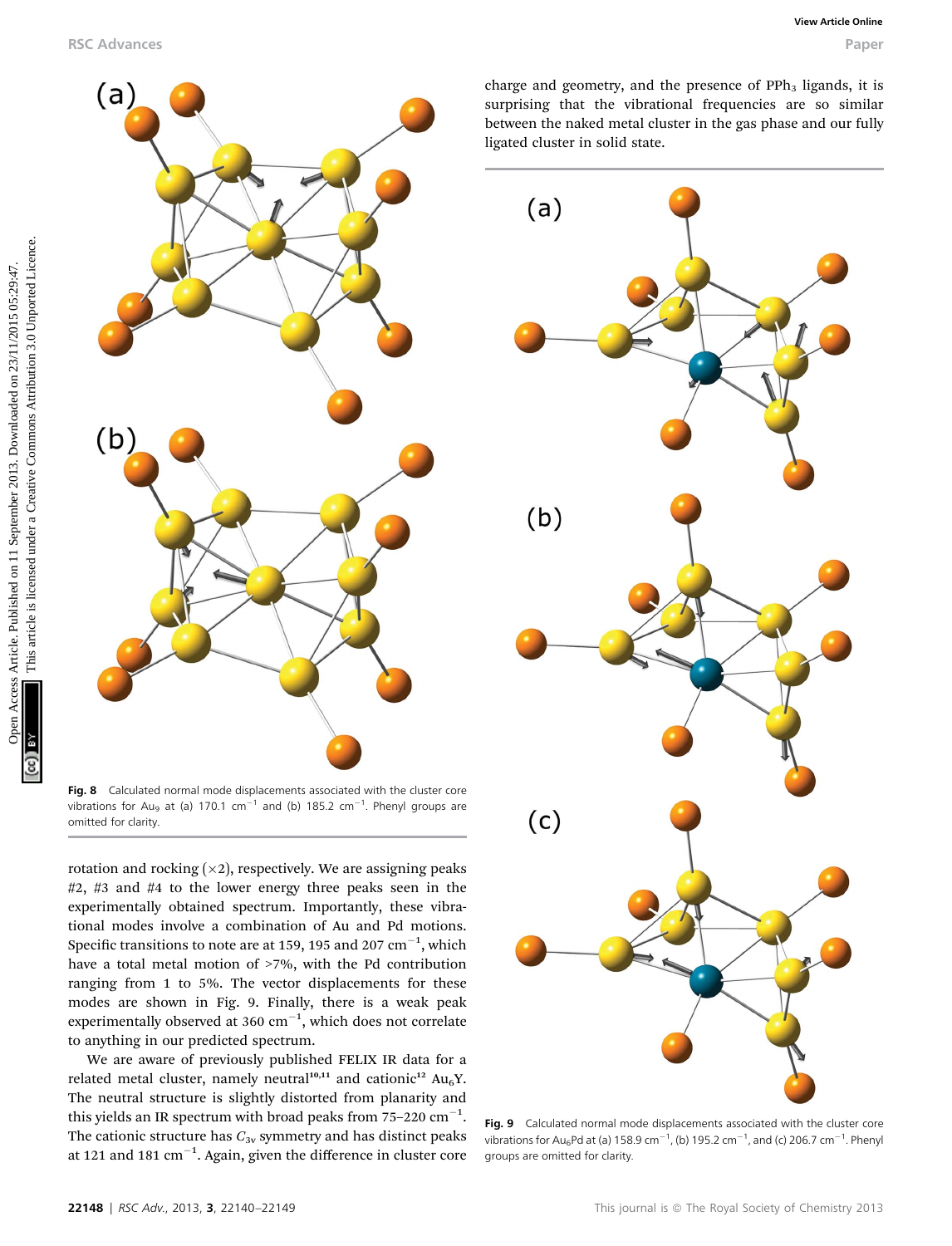Fig. 8 Calculated normal mode displacements associated with the cluster core vibrations for $Au_9$ at (a) 170.1 $cm^{-1}$ and (b) 185.2 $cm^{-1}$. Phenyl groups are omitted for clarity.

rotation and rocking (×2), respectively. We are assigning peaks #2, #3 and #4 to the lower energy three peaks seen in the experimentally obtained spectrum. Importantly, these vibrational modes involve a combination of Au and Pd motions. Specific transitions to note are at 159, 195 and 207 $cm^{-1}$, which have a total metal motion of >7%, with the Pd contribution ranging from 1 to 5%. The vector displacements for these modes are shown in Fig. 9. Finally, there is a weak peak experimentally observed at 360 $cm^{-1}$, which does not correlate to anything in our predicted spectrum.

We are aware of previously published FELIX IR data for a related metal cluster, namely neutral[10,11] and cationic[12] $Au_6Y$. The neutral structure is slightly distorted from planarity and this yields an IR spectrum with broad peaks from 75–220 $cm^{-1}$. The cationic structure has $C_{3v}$ symmetry and has distinct peaks at 121 and 181 $cm^{-1}$. Again, given the difference in cluster core charge and geometry, and the presence of $PPh_3$ ligands, it is surprising that the vibrational frequencies are so similar between the naked metal cluster in the gas phase and our fully ligated cluster in solid state.

Fig. 9 Calculated normal mode displacements associated with the cluster core vibrations for $Au_6Pd$ at (a) 158.9 $cm^{-1}$, (b) 195.2 $cm^{-1}$, and (c) 206.7 $cm^{-1}$. Phenyl groups are omitted for clarity.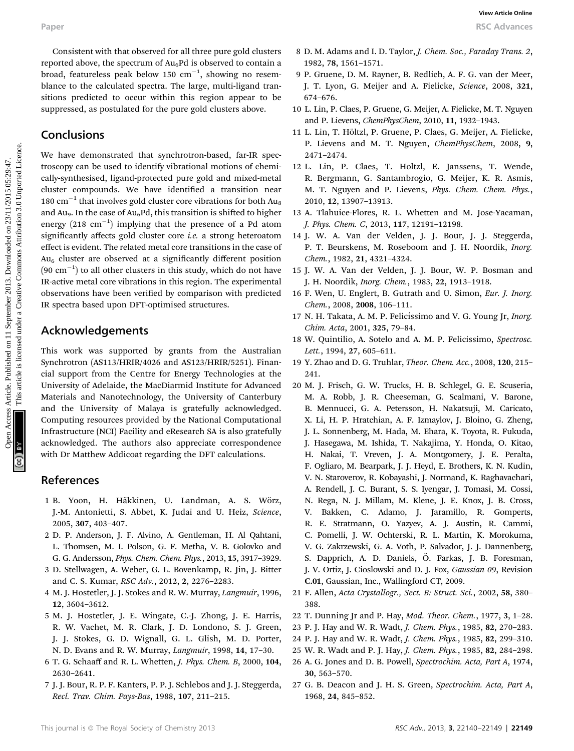Consistent with that observed for all three pure gold clusters reported above, the spectrum of $Au_6Pd$ is observed to contain a broad, featureless peak below 150 $cm^{-1}$, showing no resemblance to the calculated spectra. The large, multi-ligand transitions predicted to occur within this region appear to be suppressed, as postulated for the pure gold clusters above.

## Conclusions

We have demonstrated that synchrotron-based, far-IR spectroscopy can be used to identify vibrational motions of chemically-synthesised, ligand-protected pure gold and mixed-metal cluster compounds. We have identified a transition near 180 $cm^{-1}$ that involves gold cluster core vibrations for both $Au_8$ and $Au_9$. In the case of $Au_6Pd$, this transition is shifted to higher energy (218 $cm^{-1}$) implying that the presence of a Pd atom significantly affects gold cluster core *i.e.* a strong heteroatom effect is evident. The related metal core transitions in the case of $Au_6$ cluster are observed at a significantly different position (90 $cm^{-1}$) to all other clusters in this study, which do not have IR-active metal core vibrations in this region. The experimental observations have been verified by comparison with predicted IR spectra based upon DFT-optimised structures.

## Acknowledgements

This work was supported by grants from the Australian Synchrotron (AS113/HRIR/4026 and AS123/HRIR/5251). Financial support from the Centre for Energy Technologies at the University of Adelaide, the MacDiarmid Institute for Advanced Materials and Nanotechnology, the University of Canterbury and the University of Malaya is gratefully acknowledged. Computing resources provided by the National Computational Infrastructure (NCI) Facility and eResearch SA is also gratefully acknowledged. The authors also appreciate correspondence with Dr Matthew Addicoat regarding the DFT calculations.

## References

1. B. Yoon, H. Häkkinen, U. Landman, A. S. Wörz, J.-M. Antonietti, S. Abbet, K. Judai and U. Heiz, *Science*, 2005, **307**, 403–407.
2. D. P. Anderson, J. F. Alvino, A. Gentleman, H. Al Qahtani, L. Thomsen, M. I. Polson, G. F. Metha, V. B. Golovko and G. G. Andersson, *Phys. Chem. Chem. Phys.*, 2013, **15**, 3917–3929.
3. D. Stellwagen, A. Weber, G. L. Bovenkamp, R. Jin, J. Bitter and C. S. Kumar, *RSC Adv.*, 2012, **2**, 2276–2283.
4. M. J. Hostetler, J. J. Stokes and R. W. Murray, *Langmuir*, 1996, **12**, 3604–3612.
5. M. J. Hostetler, J. E. Wingate, C.-J. Zhong, J. E. Harris, R. W. Vachet, M. R. Clark, J. D. Londono, S. J. Green, J. J. Stokes, G. D. Wignall, G. L. Glish, M. D. Porter, N. D. Evans and R. W. Murray, *Langmuir*, 1998, **14**, 17–30.
6. T. G. Schaaff and R. L. Whetten, *J. Phys. Chem. B*, 2000, **104**, 2630–2641.
7. J. J. Bour, R. P. F. Kanters, P. P. J. Schlebos and J. J. Steggerda, *Recl. Trav. Chim. Pays-Bas*, 1988, **107**, 211–215.
8. D. M. Adams and I. D. Taylor, *J. Chem. Soc., Faraday Trans. 2*, 1982, **78**, 1561–1571.
9. P. Gruene, D. M. Rayner, B. Redlich, A. F. G. van der Meer, J. T. Lyon, G. Meijer and A. Fielicke, *Science*, 2008, **321**, 674–676.
10. L. Lin, P. Claes, P. Gruene, G. Meijer, A. Fielicke, M. T. Nguyen and P. Lievens, *ChemPhysChem*, 2010, **11**, 1932–1943.
11. L. Lin, T. Höltzl, P. Gruene, P. Claes, G. Meijer, A. Fielicke, P. Lievens and M. T. Nguyen, *ChemPhysChem*, 2008, **9**, 2471–2474.
12. L. Lin, P. Claes, T. Holtzl, E. Janssens, T. Wende, R. Bergmann, G. Santambrogio, G. Meijer, K. R. Asmis, M. T. Nguyen and P. Lievens, *Phys. Chem. Chem. Phys.*, 2010, **12**, 13907–13913.
13. A. Tlahuice-Flores, R. L. Whetten and M. Jose-Yacaman, *J. Phys. Chem. C*, 2013, **117**, 12191–12198.
14. J. W. A. Van der Velden, J. J. Bour, J. J. Steggerda, P. T. Beurskens, M. Roseboom and J. H. Noordik, *Inorg. Chem.*, 1982, **21**, 4321–4324.
15. J. W. A. Van der Velden, J. J. Bour, W. P. Bosman and J. H. Noordik, *Inorg. Chem.*, 1983, **22**, 1913–1918.
16. F. Wen, U. Englert, B. Gutrath and U. Simon, *Eur. J. Inorg. Chem.*, 2008, **2008**, 106–111.
17. N. H. Takata, A. M. P. Felicíssimo and V. G. Young Jr, *Inorg. Chim. Acta*, 2001, **325**, 79–84.
18. W. Quintilio, A. Sotelo and A. M. P. Felicissimo, *Spectrosc. Lett.*, 1994, **27**, 605–611.
19. Y. Zhao and D. G. Truhlar, *Theor. Chem. Acc.*, 2008, **120**, 215–241.
20. M. J. Frisch, G. W. Trucks, H. B. Schlegel, G. E. Scuseria, M. A. Robb, J. R. Cheeseman, G. Scalmani, V. Barone, B. Mennucci, G. A. Petersson, H. Nakatsuji, M. Caricato, X. Li, H. P. Hratchian, A. F. Izmaylov, J. Bloino, G. Zheng, J. L. Sonnenberg, M. Hada, M. Ehara, K. Toyota, R. Fukuda, J. Hasegawa, M. Ishida, T. Nakajima, Y. Honda, O. Kitao, H. Nakai, T. Vreven, J. A. Montgomery, J. E. Peralta, F. Ogliaro, M. Bearpark, J. J. Heyd, E. Brothers, K. N. Kudin, V. N. Staroverov, R. Kobayashi, J. Normand, K. Raghavachari, A. Rendell, J. C. Burant, S. S. Iyengar, J. Tomasi, M. Cossi, N. Rega, N. J. Millam, M. Klene, J. E. Knox, J. B. Cross, V. Bakken, C. Adamo, J. Jaramillo, R. Gomperts, R. E. Stratmann, O. Yazyev, A. J. Austin, R. Cammi, C. Pomelli, J. W. Ochterski, R. L. Martin, K. Morokuma, V. G. Zakrzewski, G. A. Voth, P. Salvador, J. J. Dannenberg, S. Dapprich, A. D. Daniels, Ö. Farkas, J. B. Foresman, J. V. Ortiz, J. Cioslowski and D. J. Fox, *Gaussian 09*, Revision **C.01**, Gaussian, Inc., Wallingford CT, 2009.
21. F. Allen, *Acta Crystallogr., Sect. B: Struct. Sci.*, 2002, **58**, 380–388.
22. T. Dunning Jr and P. Hay, *Mod. Theor. Chem.*, 1977, **3**, 1–28.
23. P. J. Hay and W. R. Wadt, *J. Chem. Phys.*, 1985, **82**, 270–283.
24. P. J. Hay and W. R. Wadt, *J. Chem. Phys.*, 1985, **82**, 299–310.
25. W. R. Wadt and P. J. Hay, *J. Chem. Phys.*, 1985, **82**, 284–298.
26. A. G. Jones and D. B. Powell, *Spectrochim. Acta, Part A*, 1974, **30**, 563–570.
27. G. B. Deacon and J. H. S. Green, *Spectrochim. Acta, Part A*, 1968, **24**, 845–852.